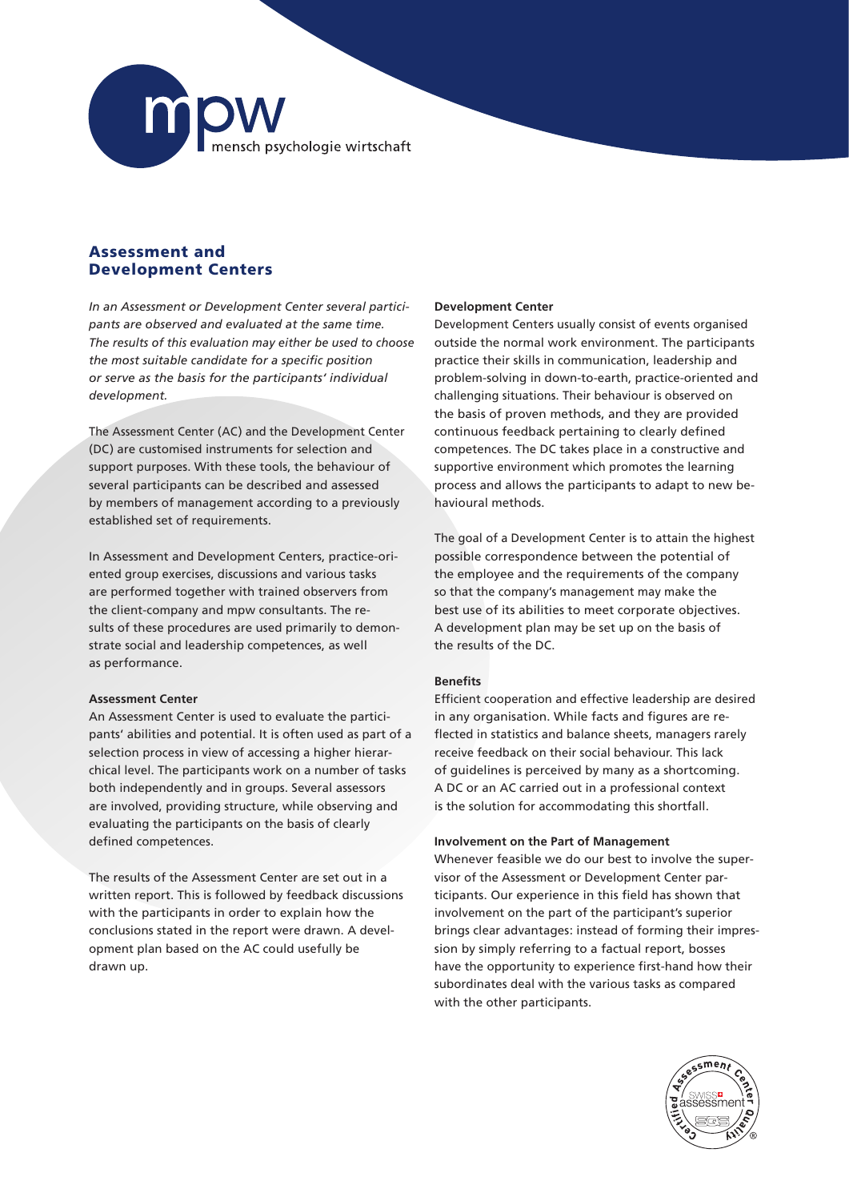mpw
mensch psychologie wirtschaft

# Assessment and Development Centers

*In an Assessment or Development Center several participants are observed and evaluated at the same time. The results of this evaluation may either be used to choose the most suitable candidate for a specific position or serve as the basis for the participants' individual development.*

The Assessment Center (AC) and the Development Center (DC) are customised instruments for selection and support purposes. With these tools, the behaviour of several participants can be described and assessed by members of management according to a previously established set of requirements.

In Assessment and Development Centers, practice-oriented group exercises, discussions and various tasks are performed together with trained observers from the client-company and mpw consultants. The results of these procedures are used primarily to demonstrate social and leadership competences, as well as performance.

**Assessment Center**

An Assessment Center is used to evaluate the participants' abilities and potential. It is often used as part of a selection process in view of accessing a higher hierarchical level. The participants work on a number of tasks both independently and in groups. Several assessors are involved, providing structure, while observing and evaluating the participants on the basis of clearly defined competences.

The results of the Assessment Center are set out in a written report. This is followed by feedback discussions with the participants in order to explain how the conclusions stated in the report were drawn. A development plan based on the AC could usefully be drawn up.

**Development Center**

Development Centers usually consist of events organised outside the normal work environment. The participants practice their skills in communication, leadership and problem-solving in down-to-earth, practice-oriented and challenging situations. Their behaviour is observed on the basis of proven methods, and they are provided continuous feedback pertaining to clearly defined competences. The DC takes place in a constructive and supportive environment which promotes the learning process and allows the participants to adapt to new behavioural methods.

The goal of a Development Center is to attain the highest possible correspondence between the potential of the employee and the requirements of the company so that the company's management may make the best use of its abilities to meet corporate objectives. A development plan may be set up on the basis of the results of the DC.

**Benefits**

Efficient cooperation and effective leadership are desired in any organisation. While facts and figures are reflected in statistics and balance sheets, managers rarely receive feedback on their social behaviour. This lack of guidelines is perceived by many as a shortcoming. A DC or an AC carried out in a professional context is the solution for accommodating this shortfall.

**Involvement on the Part of Management**

Whenever feasible we do our best to involve the supervisor of the Assessment or Development Center participants. Our experience in this field has shown that involvement on the part of the participant's superior brings clear advantages: instead of forming their impression by simply referring to a factual report, bosses have the opportunity to experience first-hand how their subordinates deal with the various tasks as compared with the other participants.

Certified Assessment Center Quality – swiss assessment – SGS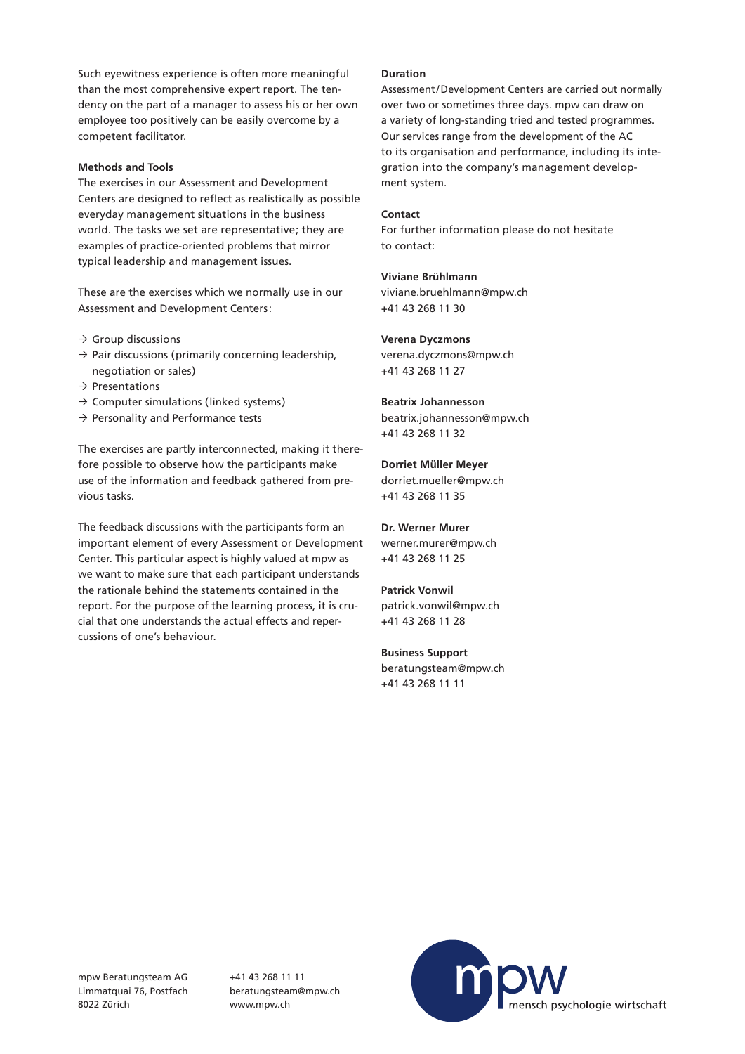Such eyewitness experience is often more meaningful than the most comprehensive expert report. The tendency on the part of a manager to assess his or her own employee too positively can be easily overcome by a competent facilitator.

**Methods and Tools**

The exercises in our Assessment and Development Centers are designed to reflect as realistically as possible everyday management situations in the business world. The tasks we set are representative; they are examples of practice-oriented problems that mirror typical leadership and management issues.

These are the exercises which we normally use in our Assessment and Development Centers:

- → Group discussions
- → Pair discussions (primarily concerning leadership, negotiation or sales)
- → Presentations
- → Computer simulations (linked systems)
- → Personality and Performance tests

The exercises are partly interconnected, making it therefore possible to observe how the participants make use of the information and feedback gathered from previous tasks.

The feedback discussions with the participants form an important element of every Assessment or Development Center. This particular aspect is highly valued at mpw as we want to make sure that each participant understands the rationale behind the statements contained in the report. For the purpose of the learning process, it is crucial that one understands the actual effects and repercussions of one's behaviour.

**Duration**

Assessment/Development Centers are carried out normally over two or sometimes three days. mpw can draw on a variety of long-standing tried and tested programmes. Our services range from the development of the AC to its organisation and performance, including its integration into the company's management development system.

**Contact**

For further information please do not hesitate to contact:

**Viviane Brühlmann**
viviane.bruehlmann@mpw.ch
+41 43 268 11 30

**Verena Dyczmons**
verena.dyczmons@mpw.ch
+41 43 268 11 27

**Beatrix Johannesson**
beatrix.johannesson@mpw.ch
+41 43 268 11 32

**Dorriet Müller Meyer**
dorriet.mueller@mpw.ch
+41 43 268 11 35

**Dr. Werner Murer**
werner.murer@mpw.ch
+41 43 268 11 25

**Patrick Vonwil**
patrick.vonwil@mpw.ch
+41 43 268 11 28

**Business Support**
beratungsteam@mpw.ch
+41 43 268 11 11

mpw Beratungsteam AG
Limmatquai 76, Postfach
8022 Zürich

+41 43 268 11 11
beratungsteam@mpw.ch
www.mpw.ch

mpw
mensch psychologie wirtschaft